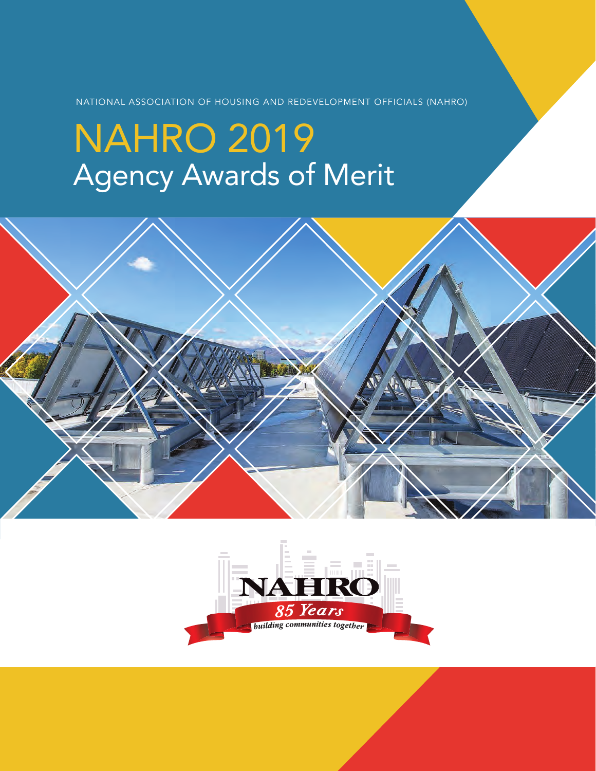NATIONAL ASSOCIATION OF HOUSING AND REDEVELOPMENT OFFICIALS (NAHRO)

# NAHRO 2019
## Agency Awards of Merit

NAHRO
85 Years
building communities together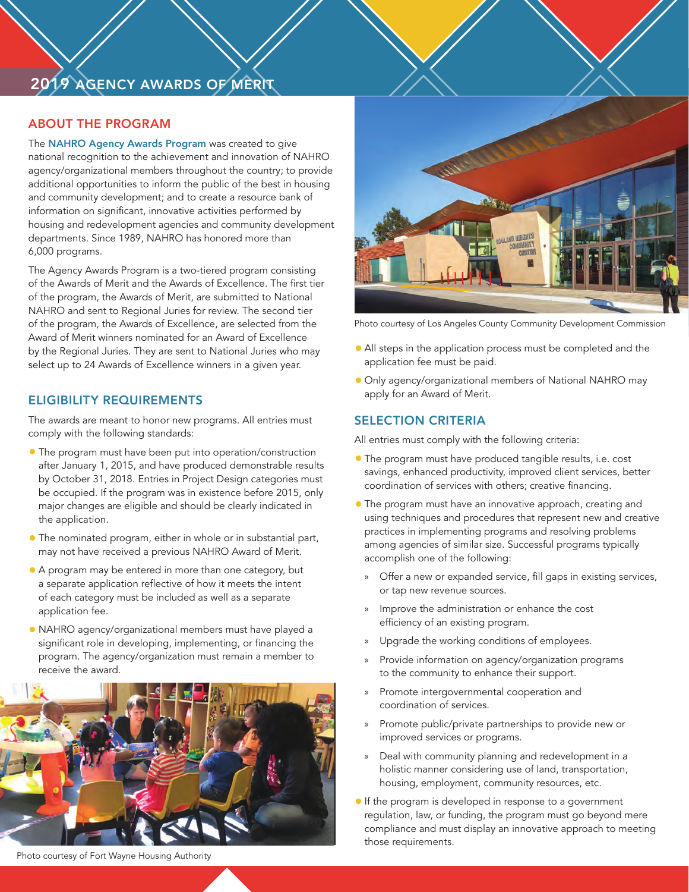# 2019 AGENCY AWARDS OF MERIT

## ABOUT THE PROGRAM

The **NAHRO Agency Awards Program** was created to give national recognition to the achievement and innovation of NAHRO agency/organizational members throughout the country; to provide additional opportunities to inform the public of the best in housing and community development; and to create a resource bank of information on significant, innovative activities performed by housing and redevelopment agencies and community development departments. Since 1989, NAHRO has honored more than 6,000 programs.

The Agency Awards Program is a two-tiered program consisting of the Awards of Merit and the Awards of Excellence. The first tier of the program, the Awards of Merit, are submitted to National NAHRO and sent to Regional Juries for review. The second tier of the program, the Awards of Excellence, are selected from the Award of Merit winners nominated for an Award of Excellence by the Regional Juries. They are sent to National Juries who may select up to 24 Awards of Excellence winners in a given year.

## ELIGIBILITY REQUIREMENTS

The awards are meant to honor new programs. All entries must comply with the following standards:

- The program must have been put into operation/construction after January 1, 2015, and have produced demonstrable results by October 31, 2018. Entries in Project Design categories must be occupied. If the program was in existence before 2015, only major changes are eligible and should be clearly indicated in the application.
- The nominated program, either in whole or in substantial part, may not have received a previous NAHRO Award of Merit.
- A program may be entered in more than one category, but a separate application reflective of how it meets the intent of each category must be included as well as a separate application fee.
- NAHRO agency/organizational members must have played a significant role in developing, implementing, or financing the program. The agency/organization must remain a member to receive the award.

Photo courtesy of Fort Wayne Housing Authority

Photo courtesy of Los Angeles County Community Development Commission

- All steps in the application process must be completed and the application fee must be paid.
- Only agency/organizational members of National NAHRO may apply for an Award of Merit.

## SELECTION CRITERIA

All entries must comply with the following criteria:

- The program must have produced tangible results, i.e. cost savings, enhanced productivity, improved client services, better coordination of services with others; creative financing.
- The program must have an innovative approach, creating and using techniques and procedures that represent new and creative practices in implementing programs and resolving problems among agencies of similar size. Successful programs typically accomplish one of the following:
  - Offer a new or expanded service, fill gaps in existing services, or tap new revenue sources.
  - Improve the administration or enhance the cost efficiency of an existing program.
  - Upgrade the working conditions of employees.
  - Provide information on agency/organization programs to the community to enhance their support.
  - Promote intergovernmental cooperation and coordination of services.
  - Promote public/private partnerships to provide new or improved services or programs.
  - Deal with community planning and redevelopment in a holistic manner considering use of land, transportation, housing, employment, community resources, etc.
- If the program is developed in response to a government regulation, law, or funding, the program must go beyond mere compliance and must display an innovative approach to meeting those requirements.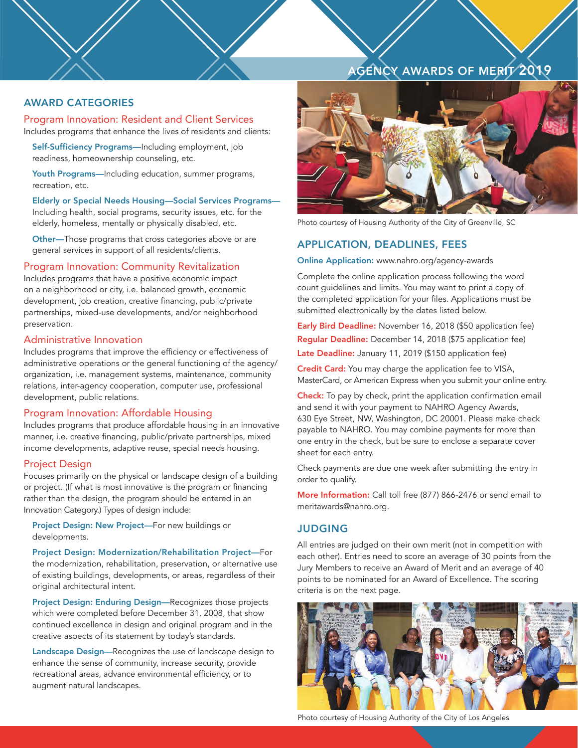# AGENCY AWARDS OF MERIT 2019

## AWARD CATEGORIES

### Program Innovation: Resident and Client Services

Includes programs that enhance the lives of residents and clients:

**Self-Sufficiency Programs**—Including employment, job readiness, homeownership counseling, etc.

**Youth Programs**—Including education, summer programs, recreation, etc.

**Elderly or Special Needs Housing—Social Services Programs**—Including health, social programs, security issues, etc. for the elderly, homeless, mentally or physically disabled, etc.

**Other**—Those programs that cross categories above or are general services in support of all residents/clients.

### Program Innovation: Community Revitalization

Includes programs that have a positive economic impact on a neighborhood or city, i.e. balanced growth, economic development, job creation, creative financing, public/private partnerships, mixed-use developments, and/or neighborhood preservation.

### Administrative Innovation

Includes programs that improve the efficiency or effectiveness of administrative operations or the general functioning of the agency/organization, i.e. management systems, maintenance, community relations, inter-agency cooperation, computer use, professional development, public relations.

### Program Innovation: Affordable Housing

Includes programs that produce affordable housing in an innovative manner, i.e. creative financing, public/private partnerships, mixed income developments, adaptive reuse, special needs housing.

### Project Design

Focuses primarily on the physical or landscape design of a building or project. (If what is most innovative is the program or financing rather than the design, the program should be entered in an Innovation Category.) Types of design include:

**Project Design: New Project**—For new buildings or developments.

**Project Design: Modernization/Rehabilitation Project**—For the modernization, rehabilitation, preservation, or alternative use of existing buildings, developments, or areas, regardless of their original architectural intent.

**Project Design: Enduring Design**—Recognizes those projects which were completed before December 31, 2008, that show continued excellence in design and original program and in the creative aspects of its statement by today's standards.

**Landscape Design**—Recognizes the use of landscape design to enhance the sense of community, increase security, provide recreational areas, advance environmental efficiency, or to augment natural landscapes.

Photo courtesy of Housing Authority of the City of Greenville, SC

## APPLICATION, DEADLINES, FEES

**Online Application:** www.nahro.org/agency-awards

Complete the online application process following the word count guidelines and limits. You may want to print a copy of the completed application for your files. Applications must be submitted electronically by the dates listed below.

**Early Bird Deadline:** November 16, 2018 ($50 application fee)

**Regular Deadline:** December 14, 2018 ($75 application fee)

**Late Deadline:** January 11, 2019 ($150 application fee)

**Credit Card:** You may charge the application fee to VISA, MasterCard, or American Express when you submit your online entry.

**Check:** To pay by check, print the application confirmation email and send it with your payment to NAHRO Agency Awards, 630 Eye Street, NW, Washington, DC 20001. Please make check payable to NAHRO. You may combine payments for more than one entry in the check, but be sure to enclose a separate cover sheet for each entry.

Check payments are due one week after submitting the entry in order to qualify.

**More Information:** Call toll free (877) 866-2476 or send email to meritawards@nahro.org.

## JUDGING

All entries are judged on their own merit (not in competition with each other). Entries need to score an average of 30 points from the Jury Members to receive an Award of Merit and an average of 40 points to be nominated for an Award of Excellence. The scoring criteria is on the next page.

Photo courtesy of Housing Authority of the City of Los Angeles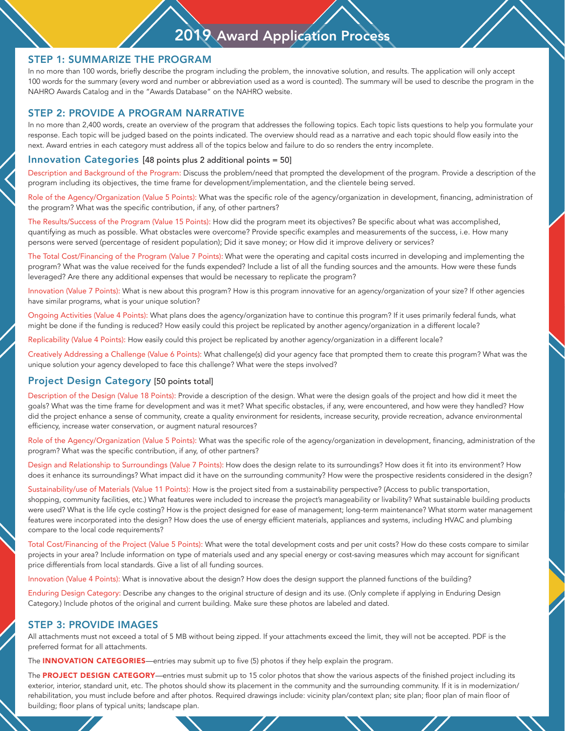# 2019 Award Application Process

## STEP 1: SUMMARIZE THE PROGRAM

In no more than 100 words, briefly describe the program including the problem, the innovative solution, and results. The application will only accept 100 words for the summary (every word and number or abbreviation used as a word is counted). The summary will be used to describe the program in the NAHRO Awards Catalog and in the "Awards Database" on the NAHRO website.

## STEP 2: PROVIDE A PROGRAM NARRATIVE

In no more than 2,400 words, create an overview of the program that addresses the following topics. Each topic lists questions to help you formulate your response. Each topic will be judged based on the points indicated. The overview should read as a narrative and each topic should flow easily into the next. Award entries in each category must address all of the topics below and failure to do so renders the entry incomplete.

### Innovation Categories [48 points plus 2 additional points = 50]

Description and Background of the Program: Discuss the problem/need that prompted the development of the program. Provide a description of the program including its objectives, the time frame for development/implementation, and the clientele being served.

Role of the Agency/Organization (Value 5 Points): What was the specific role of the agency/organization in development, financing, administration of the program? What was the specific contribution, if any, of other partners?

The Results/Success of the Program (Value 15 Points): How did the program meet its objectives? Be specific about what was accomplished, quantifying as much as possible. What obstacles were overcome? Provide specific examples and measurements of the success, i.e. How many persons were served (percentage of resident population); Did it save money; or How did it improve delivery or services?

The Total Cost/Financing of the Program (Value 7 Points): What were the operating and capital costs incurred in developing and implementing the program? What was the value received for the funds expended? Include a list of all the funding sources and the amounts. How were these funds leveraged? Are there any additional expenses that would be necessary to replicate the program?

Innovation (Value 7 Points): What is new about this program? How is this program innovative for an agency/organization of your size? If other agencies have similar programs, what is your unique solution?

Ongoing Activities (Value 4 Points): What plans does the agency/organization have to continue this program? If it uses primarily federal funds, what might be done if the funding is reduced? How easily could this project be replicated by another agency/organization in a different locale?

Replicability (Value 4 Points): How easily could this project be replicated by another agency/organization in a different locale?

Creatively Addressing a Challenge (Value 6 Points): What challenge(s) did your agency face that prompted them to create this program? What was the unique solution your agency developed to face this challenge? What were the steps involved?

### Project Design Category [50 points total]

Description of the Design (Value 18 Points): Provide a description of the design. What were the design goals of the project and how did it meet the goals? What was the time frame for development and was it met? What specific obstacles, if any, were encountered, and how were they handled? How did the project enhance a sense of community, create a quality environment for residents, increase security, provide recreation, advance environmental efficiency, increase water conservation, or augment natural resources?

Role of the Agency/Organization (Value 5 Points): What was the specific role of the agency/organization in development, financing, administration of the program? What was the specific contribution, if any, of other partners?

Design and Relationship to Surroundings (Value 7 Points): How does the design relate to its surroundings? How does it fit into its environment? How does it enhance its surroundings? What impact did it have on the surrounding community? How were the prospective residents considered in the design?

Sustainability/use of Materials (Value 11 Points): How is the project sited from a sustainability perspective? (Access to public transportation, shopping, community facilities, etc.) What features were included to increase the project's manageability or livability? What sustainable building products were used? What is the life cycle costing? How is the project designed for ease of management; long-term maintenance? What storm water management features were incorporated into the design? How does the use of energy efficient materials, appliances and systems, including HVAC and plumbing compare to the local code requirements?

Total Cost/Financing of the Project (Value 5 Points): What were the total development costs and per unit costs? How do these costs compare to similar projects in your area? Include information on type of materials used and any special energy or cost-saving measures which may account for significant price differentials from local standards. Give a list of all funding sources.

Innovation (Value 4 Points): What is innovative about the design? How does the design support the planned functions of the building?

Enduring Design Category: Describe any changes to the original structure of design and its use. (Only complete if applying in Enduring Design Category.) Include photos of the original and current building. Make sure these photos are labeled and dated.

## STEP 3: PROVIDE IMAGES

All attachments must not exceed a total of 5 MB without being zipped. If your attachments exceed the limit, they will not be accepted. PDF is the preferred format for all attachments.

The **INNOVATION CATEGORIES**—entries may submit up to five (5) photos if they help explain the program.

The **PROJECT DESIGN CATEGORY**—entries must submit up to 15 color photos that show the various aspects of the finished project including its exterior, interior, standard unit, etc. The photos should show its placement in the community and the surrounding community. If it is in modernization/rehabilitation, you must include before and after photos. Required drawings include: vicinity plan/context plan; site plan; floor plan of main floor of building; floor plans of typical units; landscape plan.